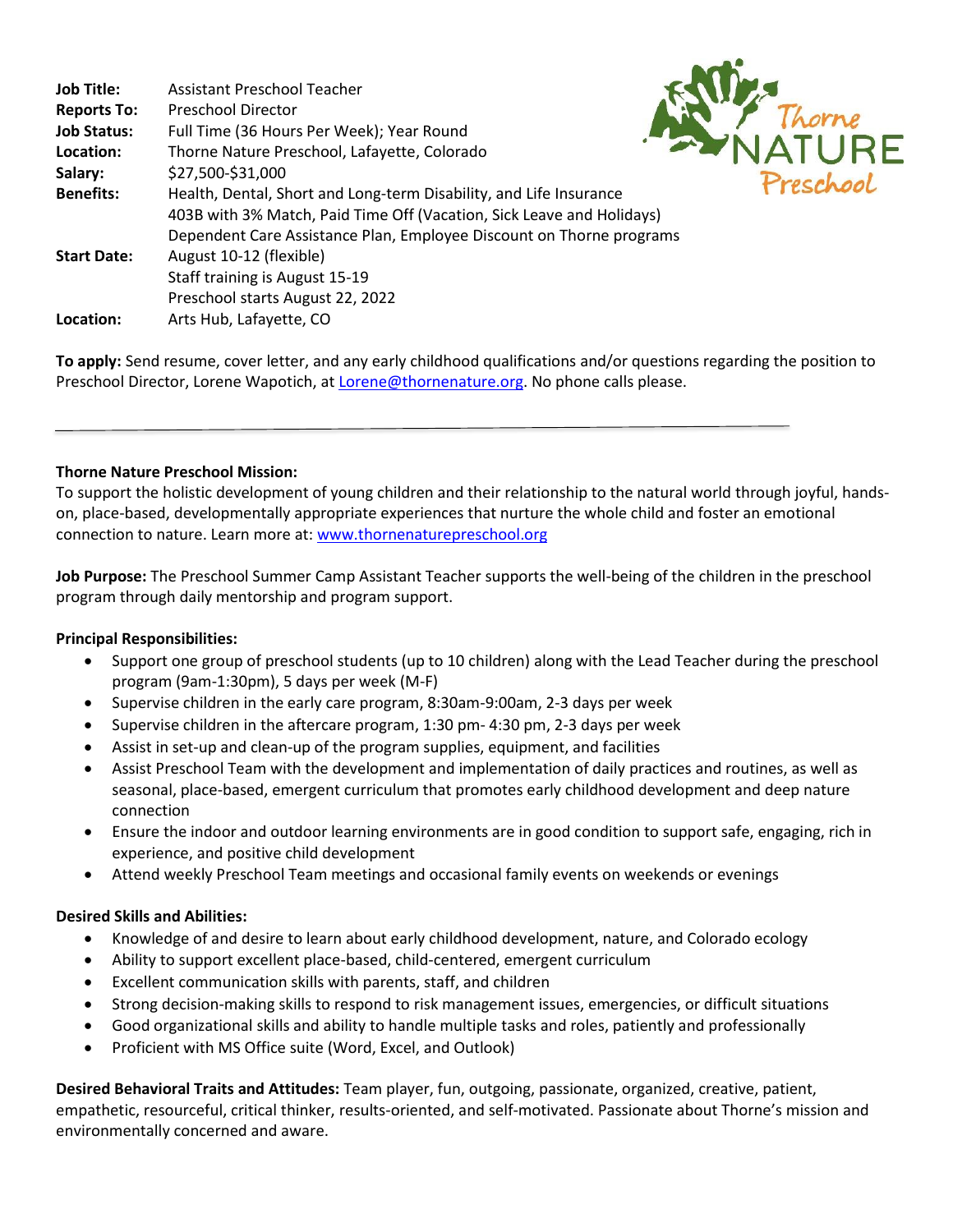| | |
|---|---|
| **Job Title:** | Assistant Preschool Teacher |
| **Reports To:** | Preschool Director |
| **Job Status:** | Full Time (36 Hours Per Week); Year Round |
| **Location:** | Thorne Nature Preschool, Lafayette, Colorado |
| **Salary:** | $27,500-$31,000 |
| **Benefits:** | Health, Dental, Short and Long-term Disability, and Life Insurance<br>403B with 3% Match, Paid Time Off (Vacation, Sick Leave and Holidays)<br>Dependent Care Assistance Plan, Employee Discount on Thorne programs |
| **Start Date:** | August 10-12 (flexible)<br>Staff training is August 15-19<br>Preschool starts August 22, 2022 |
| **Location:** | Arts Hub, Lafayette, CO |

**To apply:** Send resume, cover letter, and any early childhood qualifications and/or questions regarding the position to Preschool Director, Lorene Wapotich, at Lorene@thornenature.org. No phone calls please.

---

**Thorne Nature Preschool Mission:**
To support the holistic development of young children and their relationship to the natural world through joyful, hands-on, place-based, developmentally appropriate experiences that nurture the whole child and foster an emotional connection to nature. Learn more at: www.thornenaturepreschool.org

**Job Purpose:** The Preschool Summer Camp Assistant Teacher supports the well-being of the children in the preschool program through daily mentorship and program support.

**Principal Responsibilities:**

- Support one group of preschool students (up to 10 children) along with the Lead Teacher during the preschool program (9am-1:30pm), 5 days per week (M-F)
- Supervise children in the early care program, 8:30am-9:00am, 2-3 days per week
- Supervise children in the aftercare program, 1:30 pm- 4:30 pm, 2-3 days per week
- Assist in set-up and clean-up of the program supplies, equipment, and facilities
- Assist Preschool Team with the development and implementation of daily practices and routines, as well as seasonal, place-based, emergent curriculum that promotes early childhood development and deep nature connection
- Ensure the indoor and outdoor learning environments are in good condition to support safe, engaging, rich in experience, and positive child development
- Attend weekly Preschool Team meetings and occasional family events on weekends or evenings

**Desired Skills and Abilities:**

- Knowledge of and desire to learn about early childhood development, nature, and Colorado ecology
- Ability to support excellent place-based, child-centered, emergent curriculum
- Excellent communication skills with parents, staff, and children
- Strong decision-making skills to respond to risk management issues, emergencies, or difficult situations
- Good organizational skills and ability to handle multiple tasks and roles, patiently and professionally
- Proficient with MS Office suite (Word, Excel, and Outlook)

**Desired Behavioral Traits and Attitudes:** Team player, fun, outgoing, passionate, organized, creative, patient, empathetic, resourceful, critical thinker, results-oriented, and self-motivated. Passionate about Thorne's mission and environmentally concerned and aware.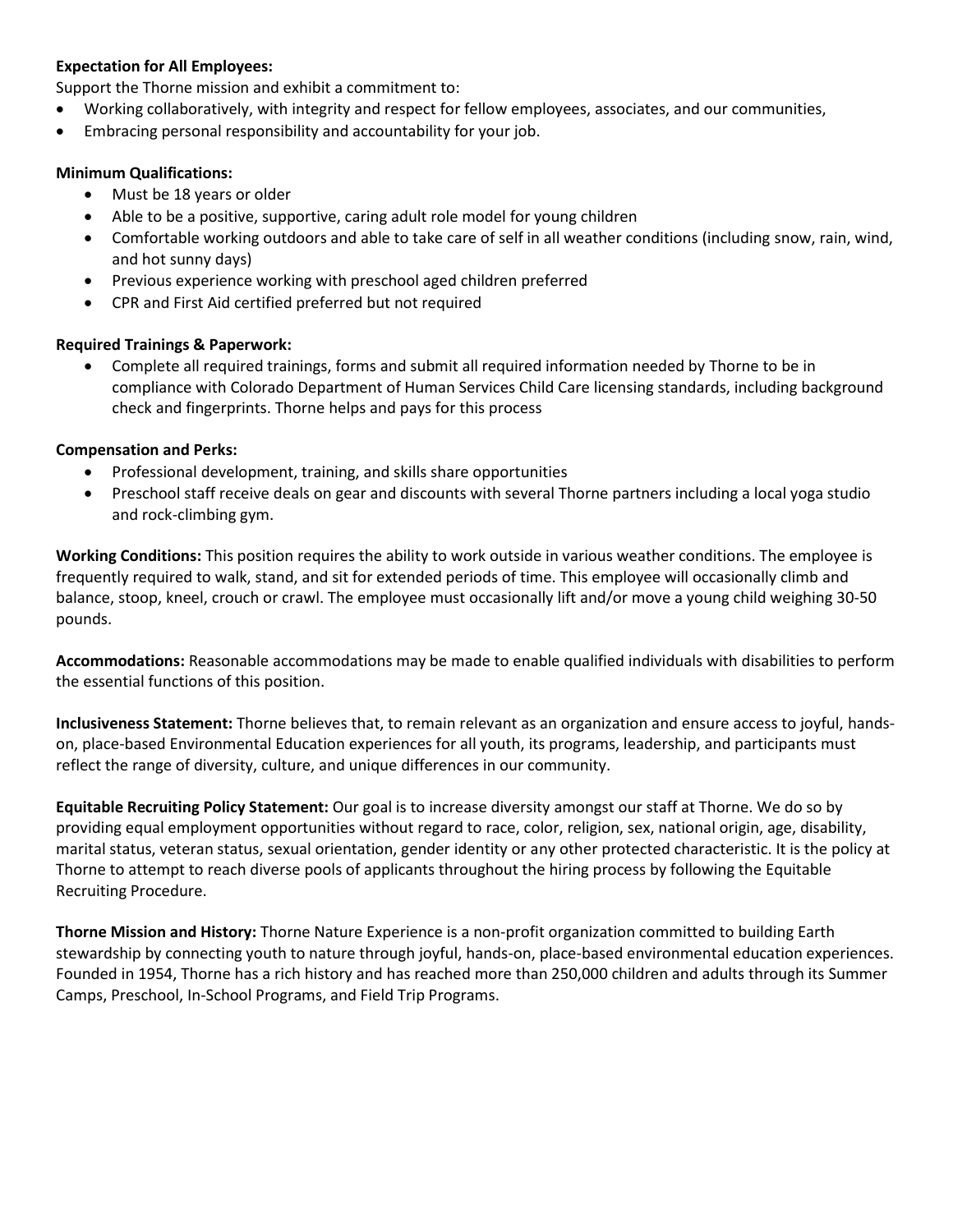**Expectation for All Employees:**
Support the Thorne mission and exhibit a commitment to:

- Working collaboratively, with integrity and respect for fellow employees, associates, and our communities,
- Embracing personal responsibility and accountability for your job.

**Minimum Qualifications:**

- Must be 18 years or older
- Able to be a positive, supportive, caring adult role model for young children
- Comfortable working outdoors and able to take care of self in all weather conditions (including snow, rain, wind, and hot sunny days)
- Previous experience working with preschool aged children preferred
- CPR and First Aid certified preferred but not required

**Required Trainings & Paperwork:**

- Complete all required trainings, forms and submit all required information needed by Thorne to be in compliance with Colorado Department of Human Services Child Care licensing standards, including background check and fingerprints. Thorne helps and pays for this process

**Compensation and Perks:**

- Professional development, training, and skills share opportunities
- Preschool staff receive deals on gear and discounts with several Thorne partners including a local yoga studio and rock-climbing gym.

**Working Conditions:** This position requires the ability to work outside in various weather conditions. The employee is frequently required to walk, stand, and sit for extended periods of time. This employee will occasionally climb and balance, stoop, kneel, crouch or crawl. The employee must occasionally lift and/or move a young child weighing 30-50 pounds.

**Accommodations:** Reasonable accommodations may be made to enable qualified individuals with disabilities to perform the essential functions of this position.

**Inclusiveness Statement:** Thorne believes that, to remain relevant as an organization and ensure access to joyful, hands-on, place-based Environmental Education experiences for all youth, its programs, leadership, and participants must reflect the range of diversity, culture, and unique differences in our community.

**Equitable Recruiting Policy Statement:** Our goal is to increase diversity amongst our staff at Thorne. We do so by providing equal employment opportunities without regard to race, color, religion, sex, national origin, age, disability, marital status, veteran status, sexual orientation, gender identity or any other protected characteristic. It is the policy at Thorne to attempt to reach diverse pools of applicants throughout the hiring process by following the Equitable Recruiting Procedure.

**Thorne Mission and History:** Thorne Nature Experience is a non-profit organization committed to building Earth stewardship by connecting youth to nature through joyful, hands-on, place-based environmental education experiences. Founded in 1954, Thorne has a rich history and has reached more than 250,000 children and adults through its Summer Camps, Preschool, In-School Programs, and Field Trip Programs.